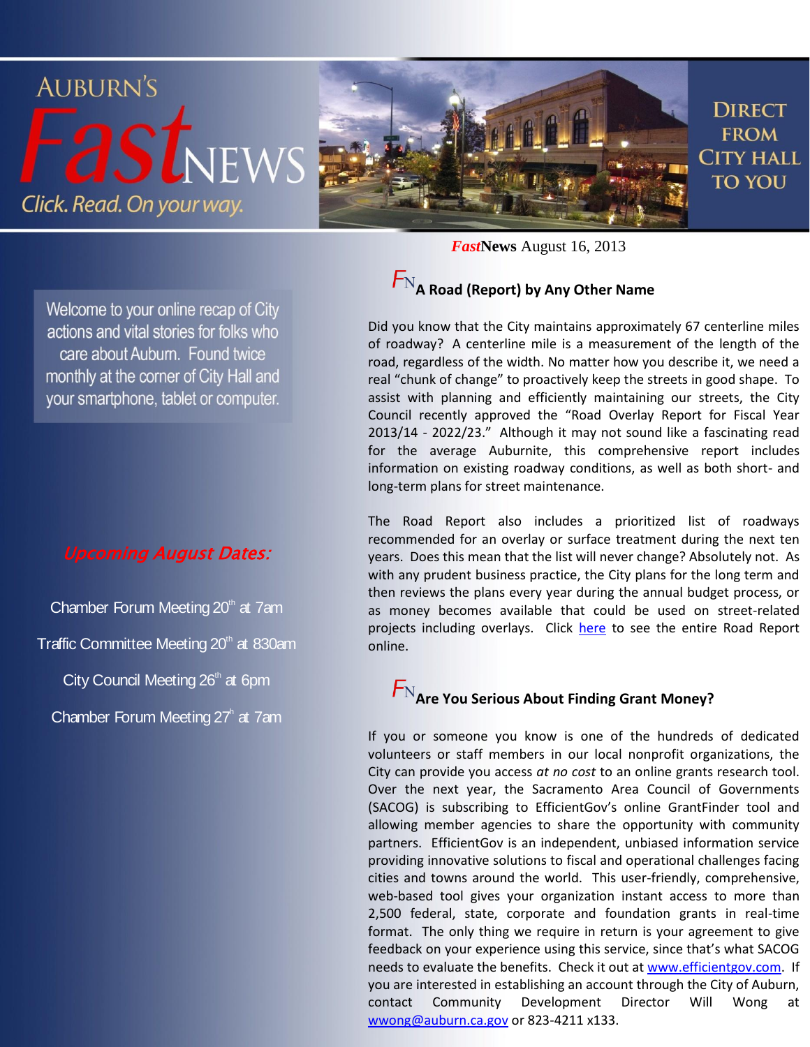# AUBURN'S *Fast*NEWS

*Click. Read. On your way.*

DIRECT FROM CITY HALL TO YOU

***Fast*News** August 16, 2013

Welcome to your online recap of City actions and vital stories for folks who care about Auburn. Found twice monthly at the corner of City Hall and your smartphone, tablet or computer.

***Upcoming August Dates:***

Chamber Forum Meeting 20th at 7am

Traffic Committee Meeting 20th at 830am

City Council Meeting 26th at 6pm

Chamber Forum Meeting 27th at 7am

## FN A Road (Report) by Any Other Name

Did you know that the City maintains approximately 67 centerline miles of roadway? A centerline mile is a measurement of the length of the road, regardless of the width. No matter how you describe it, we need a real "chunk of change" to proactively keep the streets in good shape. To assist with planning and efficiently maintaining our streets, the City Council recently approved the "Road Overlay Report for Fiscal Year 2013/14 - 2022/23." Although it may not sound like a fascinating read for the average Auburnite, this comprehensive report includes information on existing roadway conditions, as well as both short- and long-term plans for street maintenance.

The Road Report also includes a prioritized list of roadways recommended for an overlay or surface treatment during the next ten years. Does this mean that the list will never change? Absolutely not. As with any prudent business practice, the City plans for the long term and then reviews the plans every year during the annual budget process, or as money becomes available that could be used on street-related projects including overlays. Click here to see the entire Road Report online.

## FN Are You Serious About Finding Grant Money?

If you or someone you know is one of the hundreds of dedicated volunteers or staff members in our local nonprofit organizations, the City can provide you access *at no cost* to an online grants research tool. Over the next year, the Sacramento Area Council of Governments (SACOG) is subscribing to EfficientGov's online GrantFinder tool and allowing member agencies to share the opportunity with community partners. EfficientGov is an independent, unbiased information service providing innovative solutions to fiscal and operational challenges facing cities and towns around the world. This user-friendly, comprehensive, web-based tool gives your organization instant access to more than 2,500 federal, state, corporate and foundation grants in real-time format. The only thing we require in return is your agreement to give feedback on your experience using this service, since that's what SACOG needs to evaluate the benefits. Check it out at www.efficientgov.com. If you are interested in establishing an account through the City of Auburn, contact Community Development Director Will Wong at wwong@auburn.ca.gov or 823-4211 x133.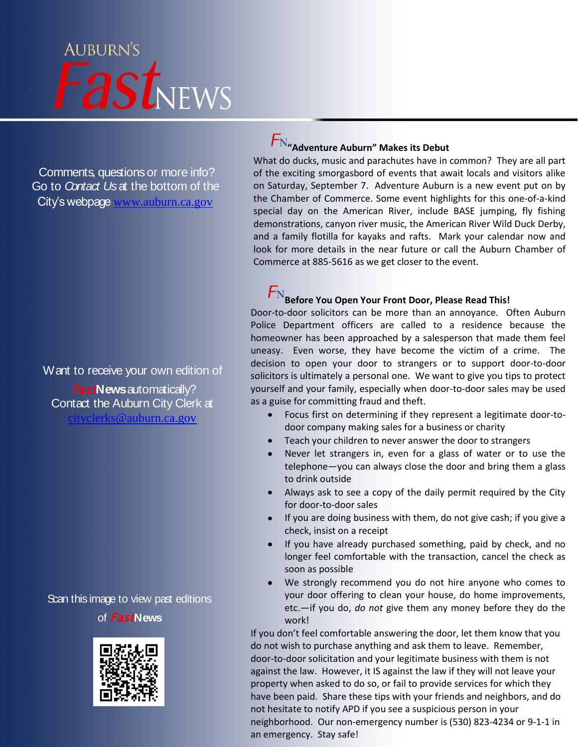# AUBURN'S *Fast*NEWS

Comments, questions or more info? Go to *Contact Us* at the bottom of the City's webpage www.auburn.ca.gov

Want to receive your own edition of ***Fast*News** automatically? Contact the Auburn City Clerk at cityclerks@auburn.ca.gov

Scan this image to view past editions of ***Fast*News**

## FN "Adventure Auburn" Makes its Debut

What do ducks, music and parachutes have in common? They are all part of the exciting smorgasbord of events that await locals and visitors alike on Saturday, September 7. Adventure Auburn is a new event put on by the Chamber of Commerce. Some event highlights for this one-of-a-kind special day on the American River, include BASE jumping, fly fishing demonstrations, canyon river music, the American River Wild Duck Derby, and a family flotilla for kayaks and rafts. Mark your calendar now and look for more details in the near future or call the Auburn Chamber of Commerce at 885-5616 as we get closer to the event.

## FN Before You Open Your Front Door, Please Read This!

Door-to-door solicitors can be more than an annoyance. Often Auburn Police Department officers are called to a residence because the homeowner has been approached by a salesperson that made them feel uneasy. Even worse, they have become the victim of a crime. The decision to open your door to strangers or to support door-to-door solicitors is ultimately a personal one. We want to give you tips to protect yourself and your family, especially when door-to-door sales may be used as a guise for committing fraud and theft.

- Focus first on determining if they represent a legitimate door-to-door company making sales for a business or charity
- Teach your children to never answer the door to strangers
- Never let strangers in, even for a glass of water or to use the telephone—you can always close the door and bring them a glass to drink outside
- Always ask to see a copy of the daily permit required by the City for door-to-door sales
- If you are doing business with them, do not give cash; if you give a check, insist on a receipt
- If you have already purchased something, paid by check, and no longer feel comfortable with the transaction, cancel the check as soon as possible
- We strongly recommend you do not hire anyone who comes to your door offering to clean your house, do home improvements, etc.—if you do, *do not* give them any money before they do the work!

If you don't feel comfortable answering the door, let them know that you do not wish to purchase anything and ask them to leave. Remember, door-to-door solicitation and your legitimate business with them is not against the law. However, it IS against the law if they will not leave your property when asked to do so, or fail to provide services for which they have been paid. Share these tips with your friends and neighbors, and do not hesitate to notify APD if you see a suspicious person in your neighborhood. Our non-emergency number is (530) 823-4234 or 9-1-1 in an emergency. Stay safe!